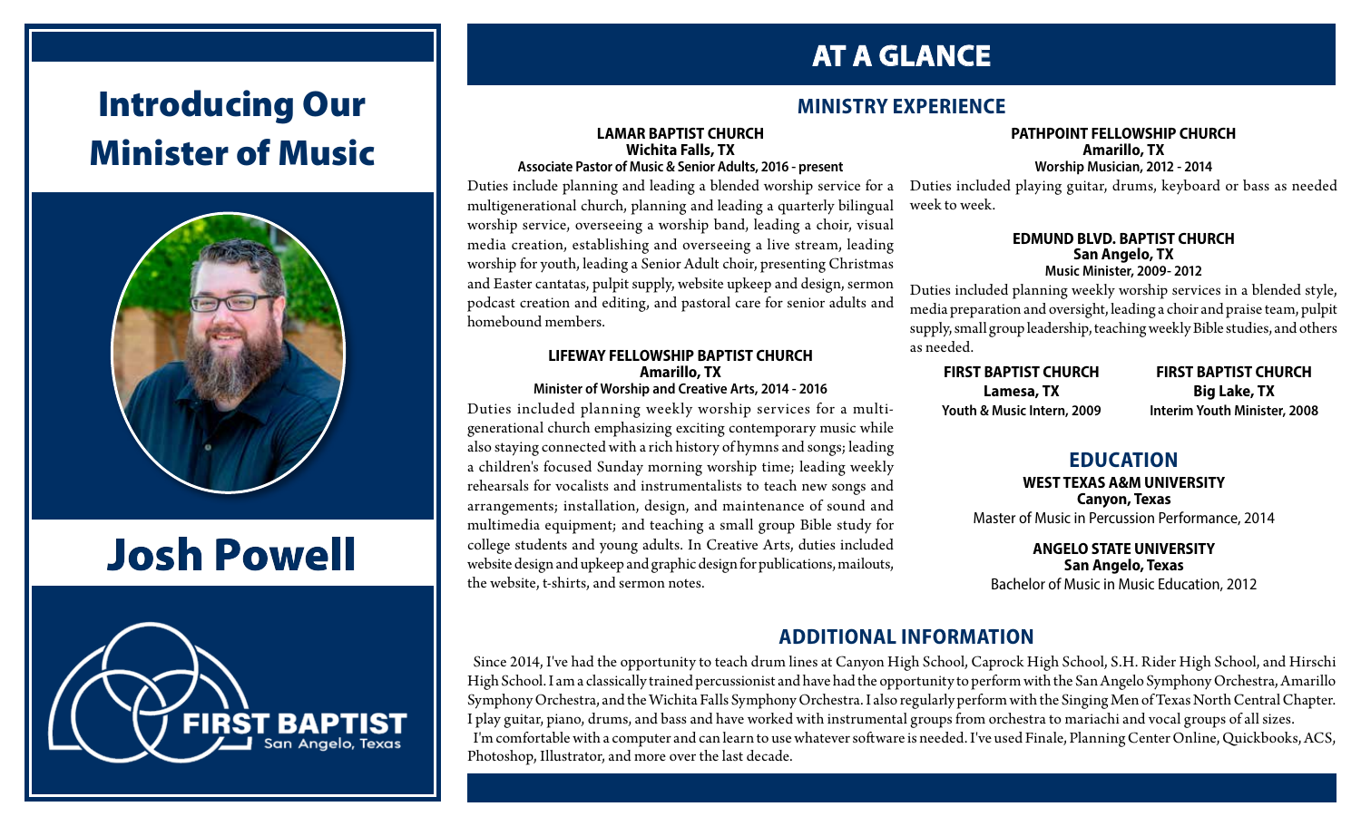# Introducing Our Minister of Music

# Josh Powell

FIRST BAPTIST
San Angelo, Texas

# AT A GLANCE

## MINISTRY EXPERIENCE

**LAMAR BAPTIST CHURCH**
**Wichita Falls, TX**
**Associate Pastor of Music & Senior Adults, 2016 - present**

Duties include planning and leading a blended worship service for a multigenerational church, planning and leading a quarterly bilingual worship service, overseeing a worship band, leading a choir, visual media creation, establishing and overseeing a live stream, leading worship for youth, leading a Senior Adult choir, presenting Christmas and Easter cantatas, pulpit supply, website upkeep and design, sermon podcast creation and editing, and pastoral care for senior adults and homebound members.

**LIFEWAY FELLOWSHIP BAPTIST CHURCH**
**Amarillo, TX**
**Minister of Worship and Creative Arts, 2014 - 2016**

Duties included planning weekly worship services for a multi-generational church emphasizing exciting contemporary music while also staying connected with a rich history of hymns and songs; leading a children's focused Sunday morning worship time; leading weekly rehearsals for vocalists and instrumentalists to teach new songs and arrangements; installation, design, and maintenance of sound and multimedia equipment; and teaching a small group Bible study for college students and young adults. In Creative Arts, duties included website design and upkeep and graphic design for publications, mailouts, the website, t-shirts, and sermon notes.

**PATHPOINT FELLOWSHIP CHURCH**
**Amarillo, TX**
**Worship Musician, 2012 - 2014**

Duties included playing guitar, drums, keyboard or bass as needed week to week.

**EDMUND BLVD. BAPTIST CHURCH**
**San Angelo, TX**
**Music Minister, 2009- 2012**

Duties included planning weekly worship services in a blended style, media preparation and oversight, leading a choir and praise team, pulpit supply, small group leadership, teaching weekly Bible studies, and others as needed.

**FIRST BAPTIST CHURCH**
**Lamesa, TX**
**Youth & Music Intern, 2009**

**FIRST BAPTIST CHURCH**
**Big Lake, TX**
**Interim Youth Minister, 2008**

## EDUCATION

**WEST TEXAS A&M UNIVERSITY**
**Canyon, Texas**
Master of Music in Percussion Performance, 2014

**ANGELO STATE UNIVERSITY**
**San Angelo, Texas**
Bachelor of Music in Music Education, 2012

## ADDITIONAL INFORMATION

Since 2014, I've had the opportunity to teach drum lines at Canyon High School, Caprock High School, S.H. Rider High School, and Hirschi High School. I am a classically trained percussionist and have had the opportunity to perform with the San Angelo Symphony Orchestra, Amarillo Symphony Orchestra, and the Wichita Falls Symphony Orchestra. I also regularly perform with the Singing Men of Texas North Central Chapter. I play guitar, piano, drums, and bass and have worked with instrumental groups from orchestra to mariachi and vocal groups of all sizes.

I'm comfortable with a computer and can learn to use whatever software is needed. I've used Finale, Planning Center Online, Quickbooks, ACS, Photoshop, Illustrator, and more over the last decade.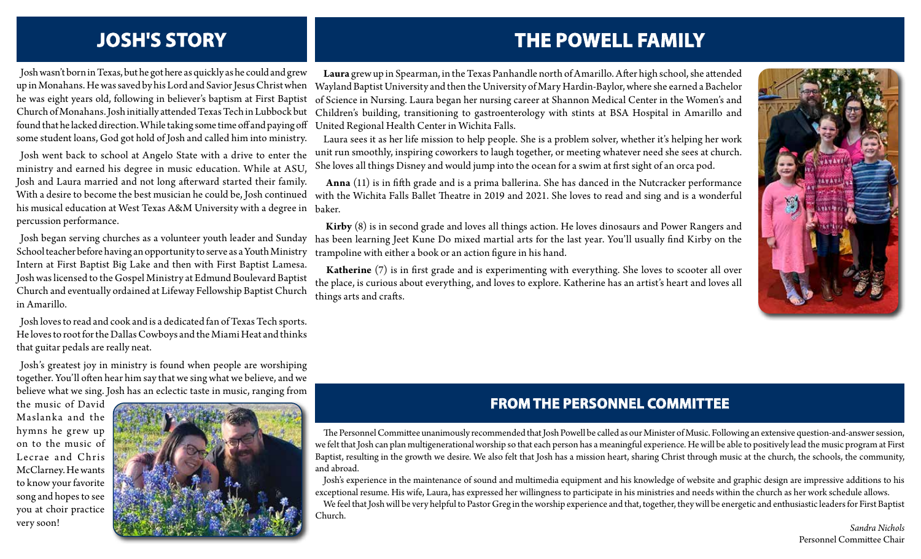## JOSH'S STORY

Josh wasn't born in Texas, but he got here as quickly as he could and grew up in Monahans. He was saved by his Lord and Savior Jesus Christ when he was eight years old, following in believer's baptism at First Baptist Church of Monahans. Josh initially attended Texas Tech in Lubbock but found that he lacked direction. While taking some time off and paying off some student loans, God got hold of Josh and called him into ministry.

Josh went back to school at Angelo State with a drive to enter the ministry and earned his degree in music education. While at ASU, Josh and Laura married and not long afterward started their family. With a desire to become the best musician he could be, Josh continued his musical education at West Texas A&M University with a degree in percussion performance.

Josh began serving churches as a volunteer youth leader and Sunday School teacher before having an opportunity to serve as a Youth Ministry Intern at First Baptist Big Lake and then with First Baptist Lamesa. Josh was licensed to the Gospel Ministry at Edmund Boulevard Baptist Church and eventually ordained at Lifeway Fellowship Baptist Church in Amarillo.

Josh loves to read and cook and is a dedicated fan of Texas Tech sports. He loves to root for the Dallas Cowboys and the Miami Heat and thinks that guitar pedals are really neat.

Josh's greatest joy in ministry is found when people are worshiping together. You'll often hear him say that we sing what we believe, and we believe what we sing. Josh has an eclectic taste in music, ranging from the music of David Maslanka and the hymns he grew up on to the music of Lecrae and Chris McClarney. He wants to know your favorite song and hopes to see you at choir practice very soon!

## THE POWELL FAMILY

**Laura** grew up in Spearman, in the Texas Panhandle north of Amarillo. After high school, she attended Wayland Baptist University and then the University of Mary Hardin-Baylor, where she earned a Bachelor of Science in Nursing. Laura began her nursing career at Shannon Medical Center in the Women's and Children's building, transitioning to gastroenterology with stints at BSA Hospital in Amarillo and United Regional Health Center in Wichita Falls.

Laura sees it as her life mission to help people. She is a problem solver, whether it's helping her work unit run smoothly, inspiring coworkers to laugh together, or meeting whatever need she sees at church. She loves all things Disney and would jump into the ocean for a swim at first sight of an orca pod.

**Anna** (11) is in fifth grade and is a prima ballerina. She has danced in the Nutcracker performance with the Wichita Falls Ballet Theatre in 2019 and 2021. She loves to read and sing and is a wonderful baker.

**Kirby** (8) is in second grade and loves all things action. He loves dinosaurs and Power Rangers and has been learning Jeet Kune Do mixed martial arts for the last year. You'll usually find Kirby on the trampoline with either a book or an action figure in his hand.

**Katherine** (7) is in first grade and is experimenting with everything. She loves to scooter all over the place, is curious about everything, and loves to explore. Katherine has an artist's heart and loves all things arts and crafts.

## FROM THE PERSONNEL COMMITTEE

The Personnel Committee unanimously recommended that Josh Powell be called as our Minister of Music. Following an extensive question-and-answer session, we felt that Josh can plan multigenerational worship so that each person has a meaningful experience. He will be able to positively lead the music program at First Baptist, resulting in the growth we desire. We also felt that Josh has a mission heart, sharing Christ through music at the church, the schools, the community, and abroad.

Josh's experience in the maintenance of sound and multimedia equipment and his knowledge of website and graphic design are impressive additions to his exceptional resume. His wife, Laura, has expressed her willingness to participate in his ministries and needs within the church as her work schedule allows.

We feel that Josh will be very helpful to Pastor Greg in the worship experience and that, together, they will be energetic and enthusiastic leaders for First Baptist Church.

*Sandra Nichols*
Personnel Committee Chair